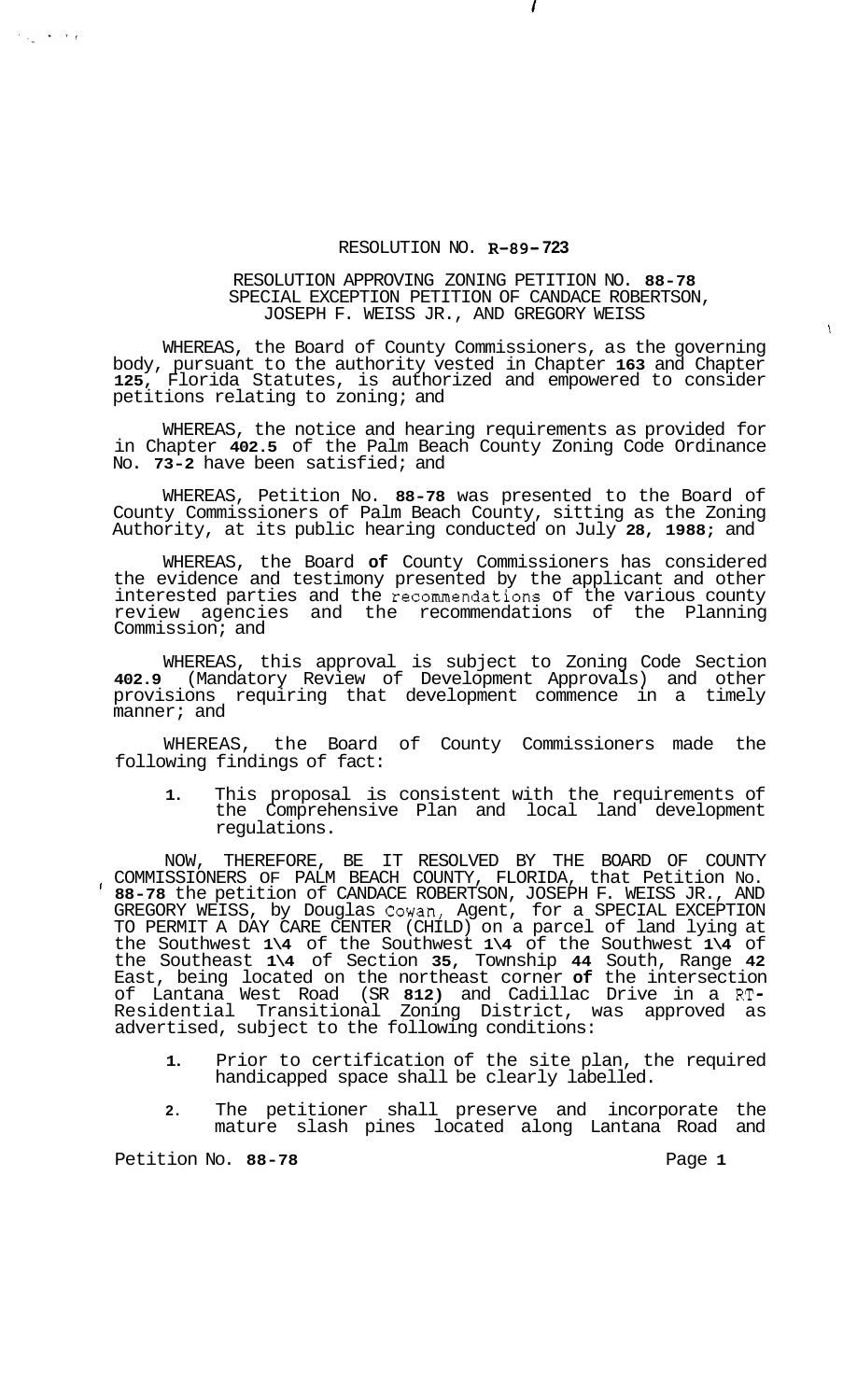RESOLUTION NO. R-89-723

RESOLUTION APPROVING ZONING PETITION NO. 88-78 SPECIAL EXCEPTION PETITION OF CANDACE ROBERTSON, JOSEPH F. WEISS JR., AND GREGORY WEISS

WHEREAS, the Board of County Commissioners, as the governing body, pursuant to the authority vested in Chapter 163 and Chapter 125, Florida Statutes, is authorized and empowered to consider petitions relating to zoning; and

WHEREAS, the notice and hearing requirements as provided for in Chapter 402.5 of the Palm Beach County Zoning Code Ordinance No. 73-2 have been satisfied; and

WHEREAS, Petition No. 88-78 was presented to the Board of County Commissioners of Palm Beach County, sitting as the Zoning Authority, at its public hearing conducted on July 28, 1988; and

WHEREAS, the Board of County Commissioners has considered the evidence and testimony presented by the applicant and other interested parties and the recommendations of the various county review agencies and the recommendations of the Planning Commission; and

WHEREAS, this approval is subject to Zoning Code Section 402.9 (Mandatory Review of Development Approvals) and other provisions requiring that development commence in a timely manner; and

WHEREAS, the Board of County Commissioners made the following findings of fact:

1. This proposal is consistent with the requirements of the Comprehensive Plan and local land development regulations.

NOW, THEREFORE, BE IT RESOLVED BY THE BOARD OF COUNTY COMMISSIONERS OF PALM BEACH COUNTY, FLORIDA, that Petition No. 88-78 the petition of CANDACE ROBERTSON, JOSEPH F. WEISS JR., AND GREGORY WEISS, by Douglas Cowan, Agent, for a SPECIAL EXCEPTION TO PERMIT A DAY CARE CENTER (CHILD) on a parcel of land lying at the Southwest 1\4 of the Southwest 1\4 of the Southwest 1\4 of the Southeast 1\4 of Section 35, Township 44 South, Range 42 East, being located on the northeast corner of the intersection of Lantana West Road (SR 812) and Cadillac Drive in a RT-Residential Transitional Zoning District, was approved as advertised, subject to the following conditions:

1. Prior to certification of the site plan, the required handicapped space shall be clearly labelled.

2. The petitioner shall preserve and incorporate the mature slash pines located along Lantana Road and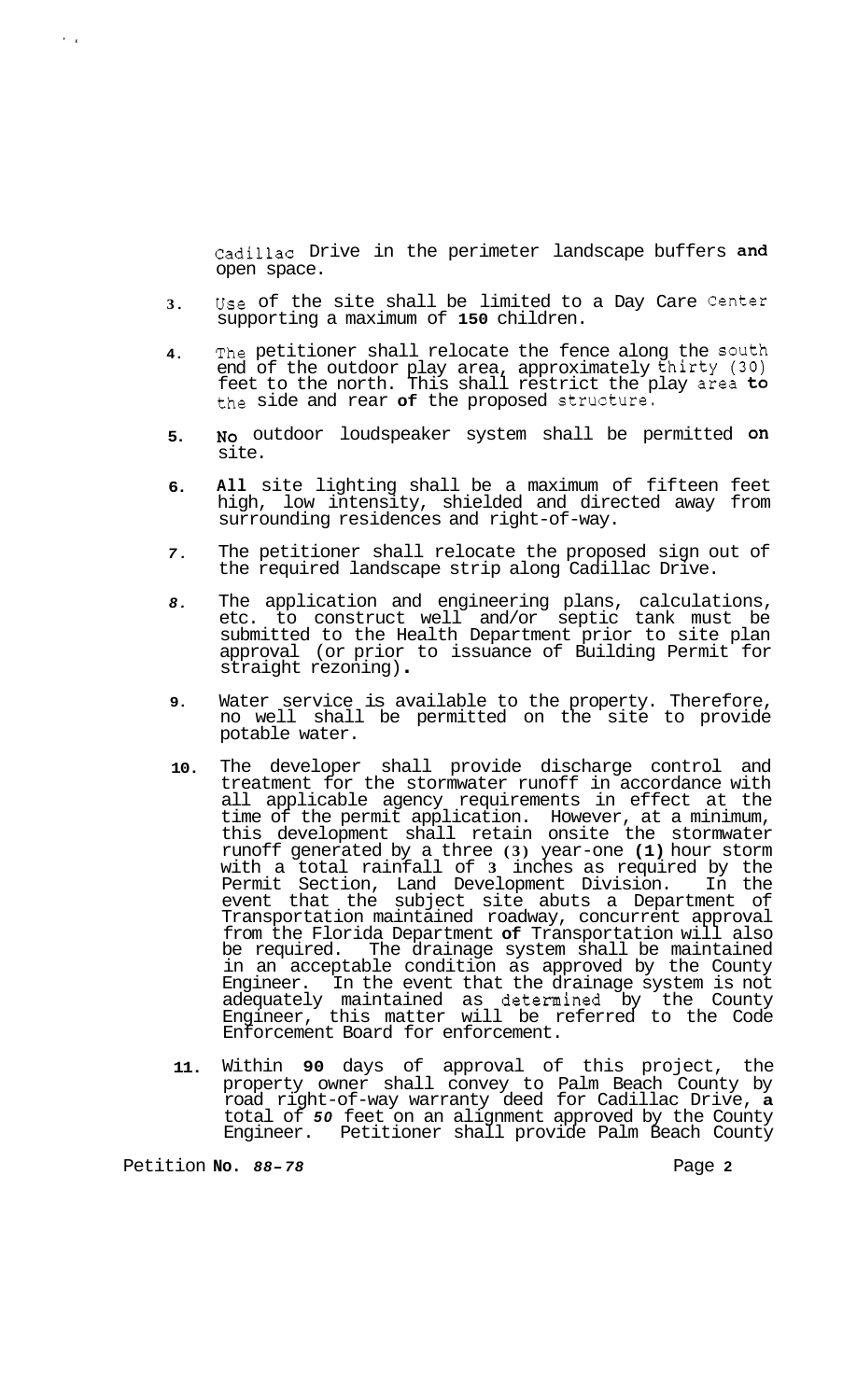Cadillac Drive in the perimeter landscape buffers **and** open space.

3. Use of the site shall be limited to a Day Care Center supporting a maximum of **150** children.

4. The petitioner shall relocate the fence along the south end of the outdoor play area, approximately thirty (30) feet to the north. This shall restrict the play area **to** the side and rear **of** the proposed structure.

5. **No** outdoor loudspeaker system shall be permitted **on** site.

6. **All** site lighting shall be a maximum of fifteen feet high, low intensity, shielded and directed away from surrounding residences and right-of-way.

7. The petitioner shall relocate the proposed sign out of the required landscape strip along Cadillac Drive.

8. The application and engineering plans, calculations, etc. to construct well and/or septic tank must be submitted to the Health Department prior to site plan approval (or prior to issuance of Building Permit for straight rezoning).

9. Water service is available to the property. Therefore, no well shall be permitted on the site to provide potable water.

10. The developer shall provide discharge control and treatment for the stormwater runoff in accordance with all applicable agency requirements in effect at the time of the permit application. However, at a minimum, this development shall retain onsite the stormwater runoff generated by a three (3) year-one (1) hour storm with a total rainfall of 3 inches as required by the Permit Section, Land Development Division. In the event that the subject site abuts a Department of Transportation maintained roadway, concurrent approval from the Florida Department **of** Transportation will also be required. The drainage system shall be maintained in an acceptable condition as approved by the County Engineer. In the event that the drainage system is not adequately maintained as determined by the County Engineer, this matter will be referred to the Code Enforcement Board for enforcement.

11. Within **90** days of approval of this project, the property owner shall convey to Palm Beach County by road right-of-way warranty deed for Cadillac Drive, **a** total of *50* feet on an alignment approved by the County Engineer. Petitioner shall provide Palm Beach County

Petition **No.** *88-78*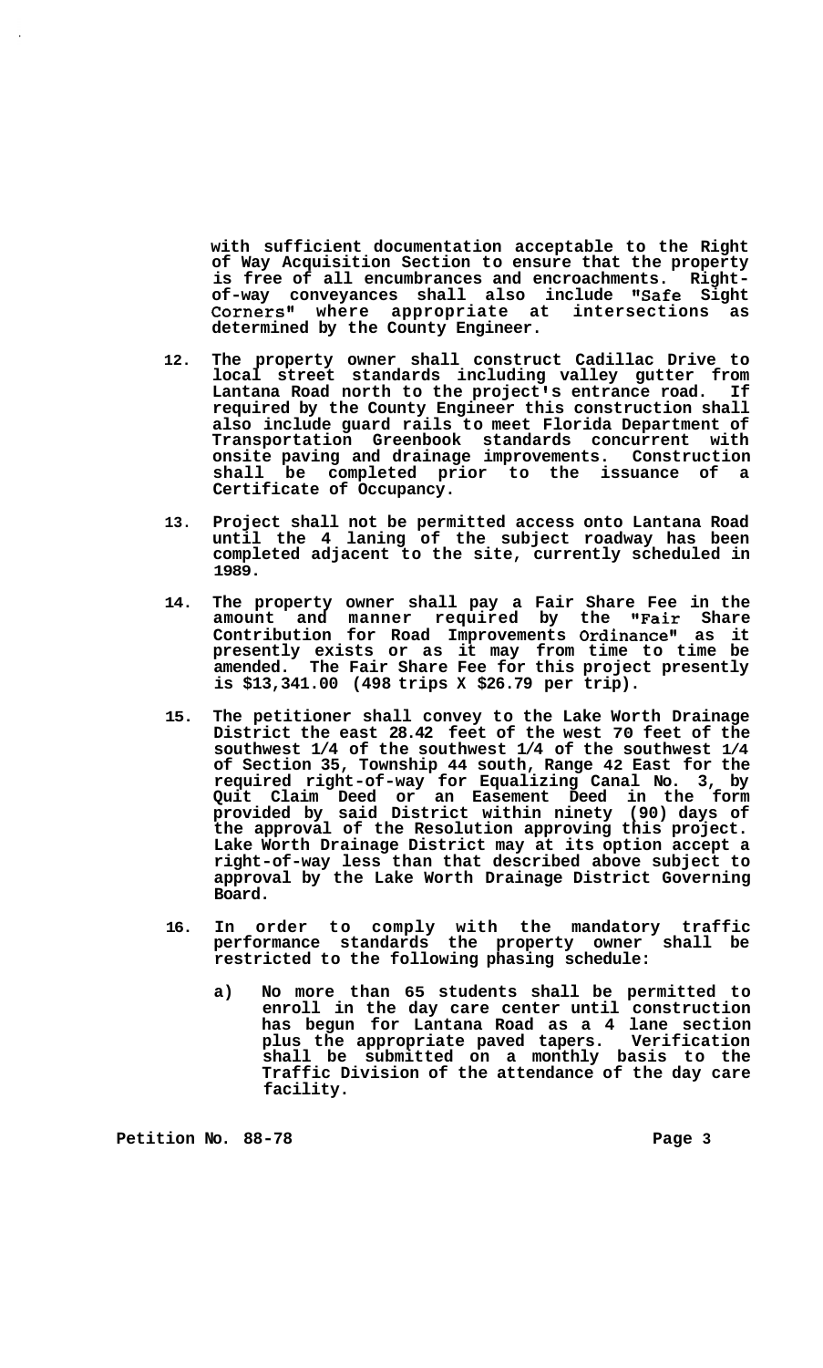**with sufficient documentation acceptable to the Right of Way Acquisition Section to ensure that the property is free of all encumbrances and encroachments. Right-of-way conveyances shall also include "Safe Sight Corners" where appropriate at intersections as determined by the County Engineer.**

12. **The property owner shall construct Cadillac Drive to local street standards including valley gutter from Lantana Road north to the project's entrance road. If required by the County Engineer this construction shall also include guard rails to meet Florida Department of Transportation Greenbook standards concurrent with onsite paving and drainage improvements. Construction shall be completed prior to the issuance of a Certificate of Occupancy.**

13. **Project shall not be permitted access onto Lantana Road until the 4 laning of the subject roadway has been completed adjacent to the site, currently scheduled in 1989.**

14. **The property owner shall pay a Fair Share Fee in the amount and manner required by the "Fair Share Contribution for Road Improvements Ordinance" as it presently exists or as it may from time to time be amended. The Fair Share Fee for this project presently is $13,341.00 (498 trips X $26.79 per trip).**

15. **The petitioner shall convey to the Lake Worth Drainage District the east 28.42 feet of the west 70 feet of the southwest 1/4 of the southwest 1/4 of the southwest 1/4 of Section 35, Township 44 south, Range 42 East for the required right-of-way for Equalizing Canal No. 3, by Quit Claim Deed or an Easement Deed in the form provided by said District within ninety (90) days of the approval of the Resolution approving this project. Lake Worth Drainage District may at its option accept a right-of-way less than that described above subject to approval by the Lake Worth Drainage District Governing Board.**

16. **In order to comply with the mandatory traffic performance standards the property owner shall be restricted to the following phasing schedule:**

    a) **No more than 65 students shall be permitted to enroll in the day care center until construction has begun for Lantana Road as a 4 lane section plus the appropriate paved tapers. Verification shall be submitted on a monthly basis to the Traffic Division of the attendance of the day care facility.**

**Petition No. 88-78**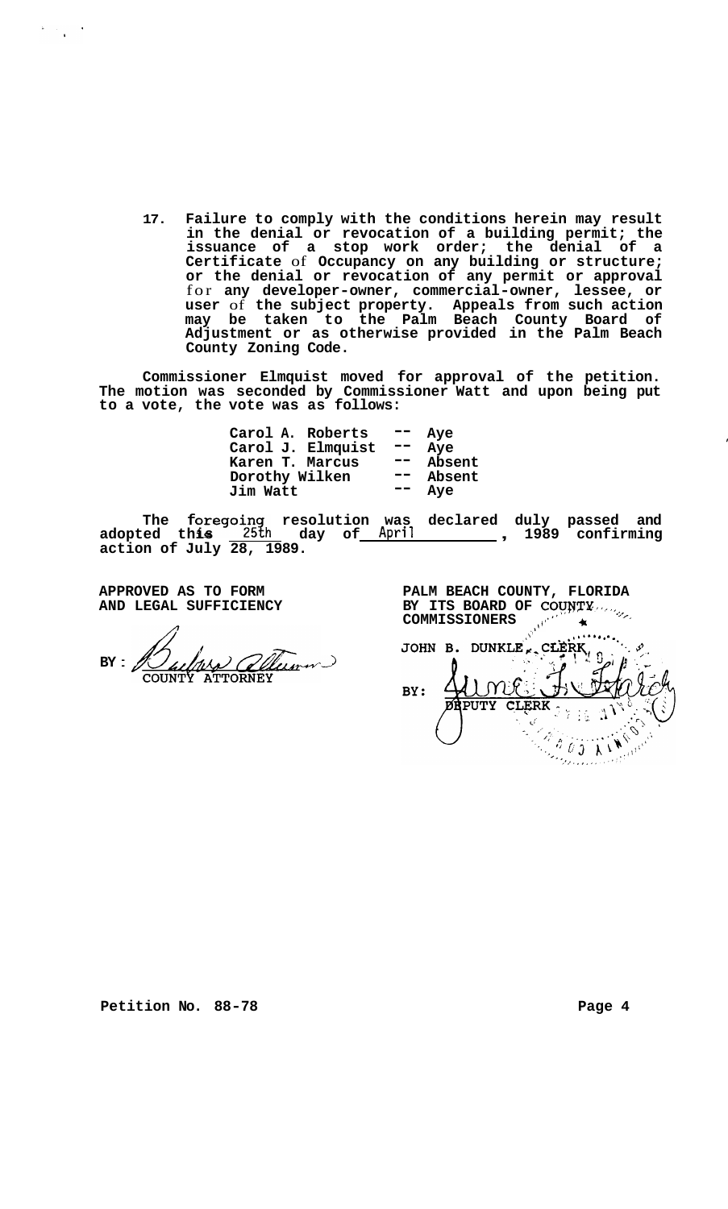17. **Failure to comply with the conditions herein may result in the denial or revocation of a building permit; the issuance of a stop work order; the denial of a Certificate of Occupancy on any building or structure; or the denial or revocation of any permit or approval for any developer-owner, commercial-owner, lessee, or user of the subject property. Appeals from such action may be taken to the Palm Beach County Board of Adjustment or as otherwise provided in the Palm Beach County Zoning Code.**

**Commissioner Elmquist moved for approval of the petition. The motion was seconded by Commissioner Watt and upon being put to a vote, the vote was as follows:**

| | | |
|---|---|---|
| Carol A. Roberts | -- | Aye |
| Carol J. Elmquist | -- | Aye |
| Karen T. Marcus | -- | Absent |
| Dorothy Wilken | -- | Absent |
| Jim Watt | -- | Aye |

**The foregoing resolution was declared duly passed and adopted this 25th day of April, 1989 confirming action of July 28, 1989.**

**APPROVED AS TO FORM AND LEGAL SUFFICIENCY**

**BY:** ______________________
COUNTY ATTORNEY

**PALM BEACH COUNTY, FLORIDA BY ITS BOARD OF COUNTY COMMISSIONERS**

**JOHN B. DUNKLE, CLERK**

**BY:** ______________________
DEPUTY CLERK

**Petition No. 88-78**